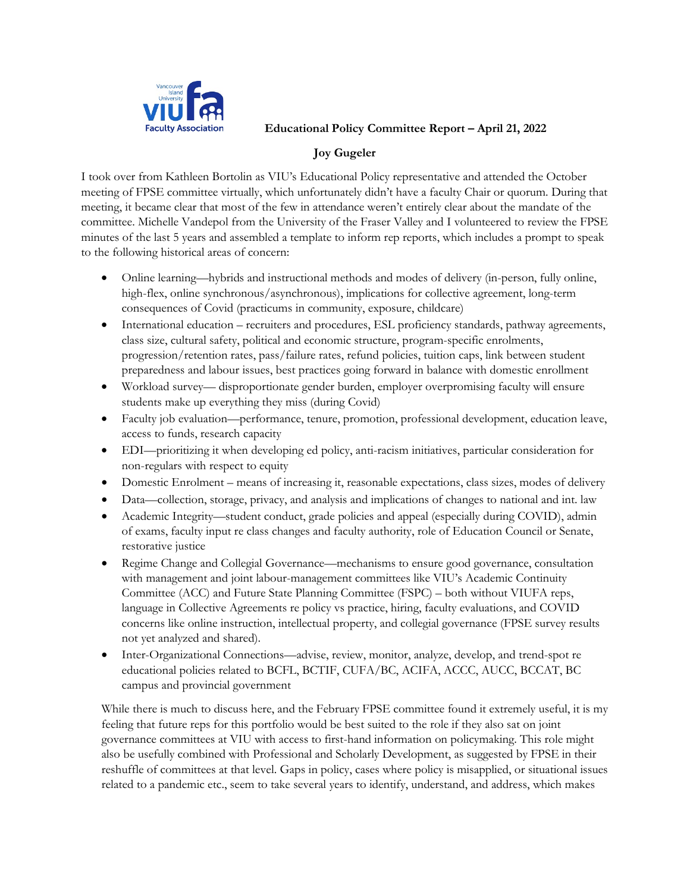**Educational Policy Committee Report – April 21, 2022**

**Joy Gugeler**

I took over from Kathleen Bortolin as VIU's Educational Policy representative and attended the October meeting of FPSE committee virtually, which unfortunately didn't have a faculty Chair or quorum. During that meeting, it became clear that most of the few in attendance weren't entirely clear about the mandate of the committee. Michelle Vandepol from the University of the Fraser Valley and I volunteered to review the FPSE minutes of the last 5 years and assembled a template to inform rep reports, which includes a prompt to speak to the following historical areas of concern:

- Online learning—hybrids and instructional methods and modes of delivery (in-person, fully online, high-flex, online synchronous/asynchronous), implications for collective agreement, long-term consequences of Covid (practicums in community, exposure, childcare)
- International education – recruiters and procedures, ESL proficiency standards, pathway agreements, class size, cultural safety, political and economic structure, program-specific enrolments, progression/retention rates, pass/failure rates, refund policies, tuition caps, link between student preparedness and labour issues, best practices going forward in balance with domestic enrollment
- Workload survey— disproportionate gender burden, employer overpromising faculty will ensure students make up everything they miss (during Covid)
- Faculty job evaluation—performance, tenure, promotion, professional development, education leave, access to funds, research capacity
- EDI—prioritizing it when developing ed policy, anti-racism initiatives, particular consideration for non-regulars with respect to equity
- Domestic Enrolment – means of increasing it, reasonable expectations, class sizes, modes of delivery
- Data—collection, storage, privacy, and analysis and implications of changes to national and int. law
- Academic Integrity—student conduct, grade policies and appeal (especially during COVID), admin of exams, faculty input re class changes and faculty authority, role of Education Council or Senate, restorative justice
- Regime Change and Collegial Governance—mechanisms to ensure good governance, consultation with management and joint labour-management committees like VIU's Academic Continuity Committee (ACC) and Future State Planning Committee (FSPC) – both without VIUFA reps, language in Collective Agreements re policy vs practice, hiring, faculty evaluations, and COVID concerns like online instruction, intellectual property, and collegial governance (FPSE survey results not yet analyzed and shared).
- Inter-Organizational Connections—advise, review, monitor, analyze, develop, and trend-spot re educational policies related to BCFL, BCTIF, CUFA/BC, ACIFA, ACCC, AUCC, BCCAT, BC campus and provincial government

While there is much to discuss here, and the February FPSE committee found it extremely useful, it is my feeling that future reps for this portfolio would be best suited to the role if they also sat on joint governance committees at VIU with access to first-hand information on policymaking. This role might also be usefully combined with Professional and Scholarly Development, as suggested by FPSE in their reshuffle of committees at that level. Gaps in policy, cases where policy is misapplied, or situational issues related to a pandemic etc., seem to take several years to identify, understand, and address, which makes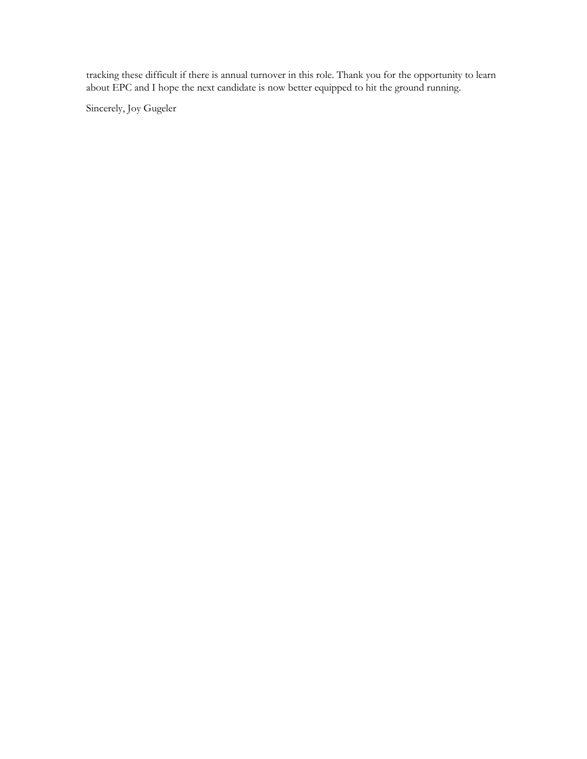tracking these difficult if there is annual turnover in this role. Thank you for the opportunity to learn about EPC and I hope the next candidate is now better equipped to hit the ground running.

Sincerely, Joy Gugeler